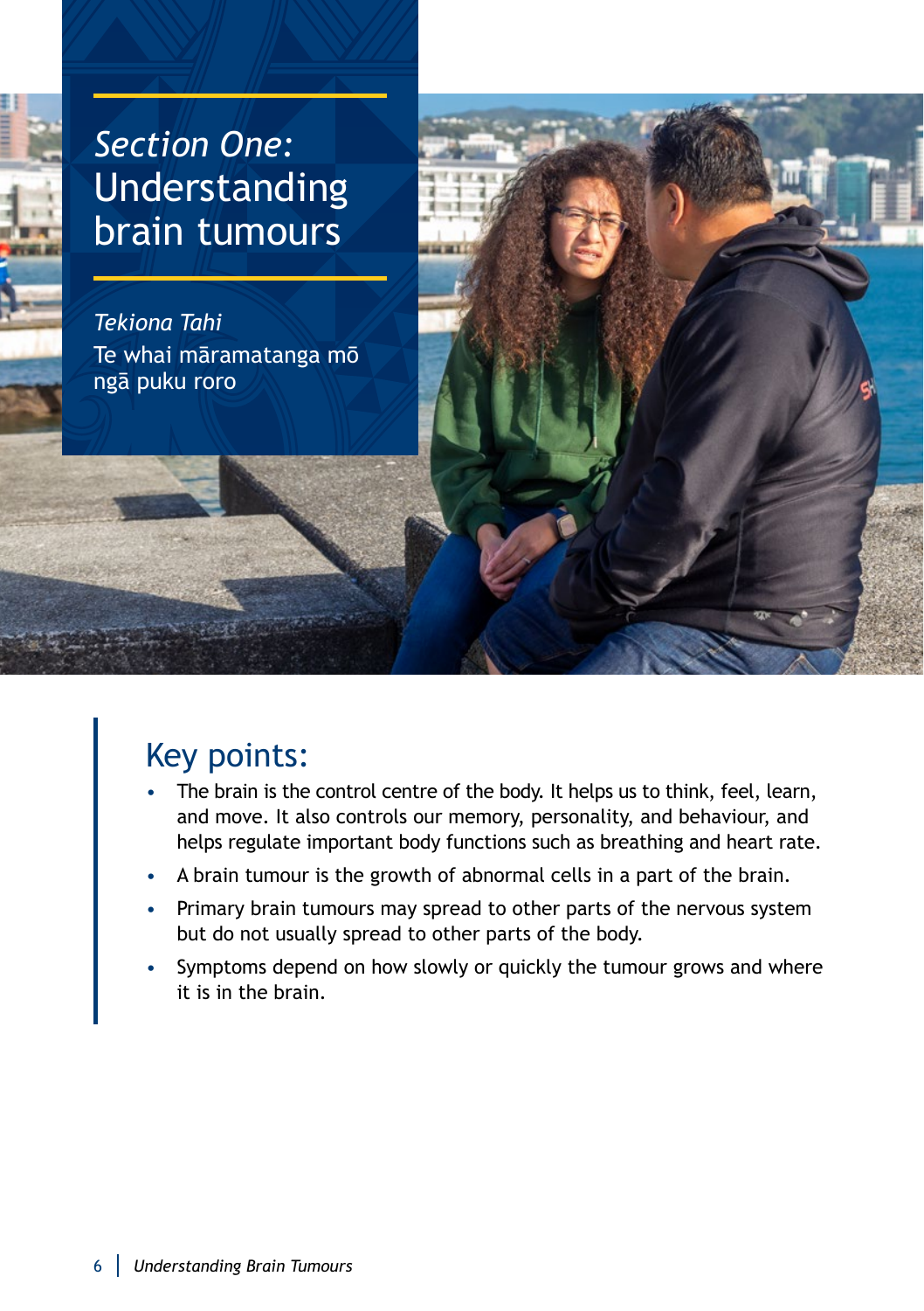# *Section One:* Understanding brain tumours

*Tekiona Tahi*

Te whai māramatanga mō ngā puku roro

## Key points:

- The brain is the control centre of the body. It helps us to think, feel, learn, and move. It also controls our memory, personality, and behaviour, and helps regulate important body functions such as breathing and heart rate.
- A brain tumour is the growth of abnormal cells in a part of the brain.
- Primary brain tumours may spread to other parts of the nervous system but do not usually spread to other parts of the body.
- Symptoms depend on how slowly or quickly the tumour grows and where it is in the brain.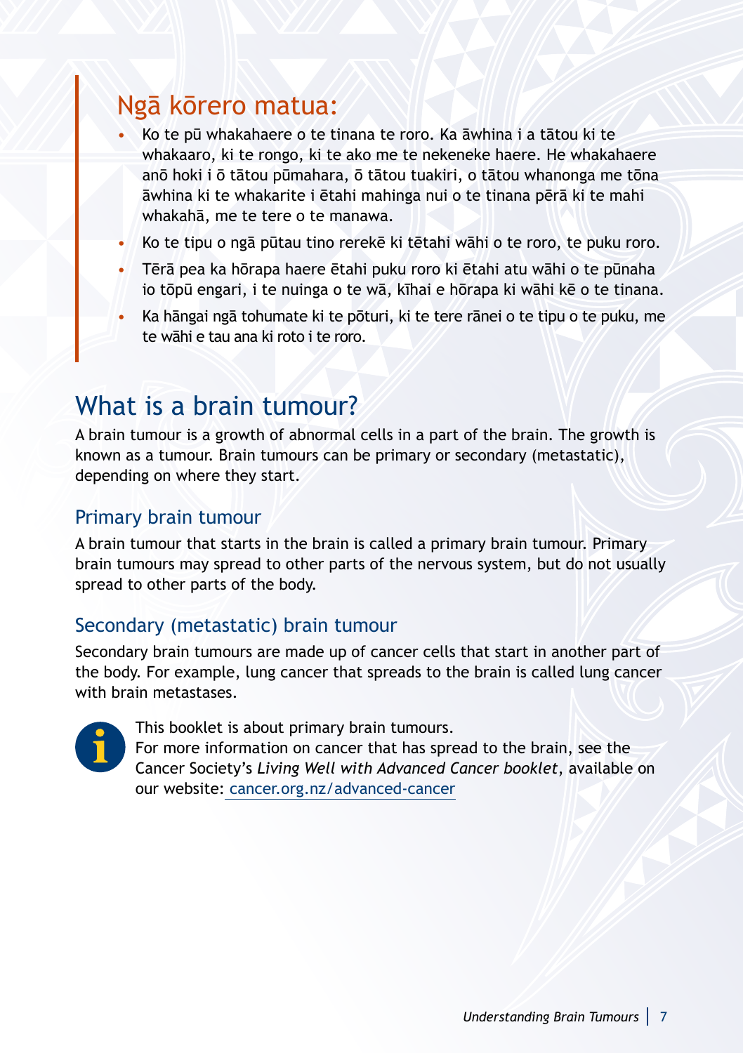## Ngā kōrero matua:

- Ko te pū whakahaere o te tinana te roro. Ka āwhina i a tātou ki te whakaaro, ki te rongo, ki te ako me te nekeneke haere. He whakahaere anō hoki i ō tātou pūmahara, ō tātou tuakiri, o tātou whanonga me tōna āwhina ki te whakarite i ētahi mahinga nui o te tinana pērā ki te mahi whakahā, me te tere o te manawa.
- Ko te tipu o ngā pūtau tino rerekē ki tētahi wāhi o te roro, te puku roro.
- Tērā pea ka hōrapa haere ētahi puku roro ki ētahi atu wāhi o te pūnaha io tōpū engari, i te nuinga o te wā, kīhai e hōrapa ki wāhi kē o te tinana.
- Ka hāngai ngā tohumate ki te pōturi, ki te tere rānei o te tipu o te puku, me te wāhi e tau ana ki roto i te roro.

# What is a brain tumour?

A brain tumour is a growth of abnormal cells in a part of the brain. The growth is known as a tumour. Brain tumours can be primary or secondary (metastatic), depending on where they start.

## Primary brain tumour

A brain tumour that starts in the brain is called a primary brain tumour. Primary brain tumours may spread to other parts of the nervous system, but do not usually spread to other parts of the body.

## Secondary (metastatic) brain tumour

Secondary brain tumours are made up of cancer cells that start in another part of the body. For example, lung cancer that spreads to the brain is called lung cancer with brain metastases.

This booklet is about primary brain tumours.
For more information on cancer that has spread to the brain, see the Cancer Society's *Living Well with Advanced Cancer booklet*, available on our website: cancer.org.nz/advanced-cancer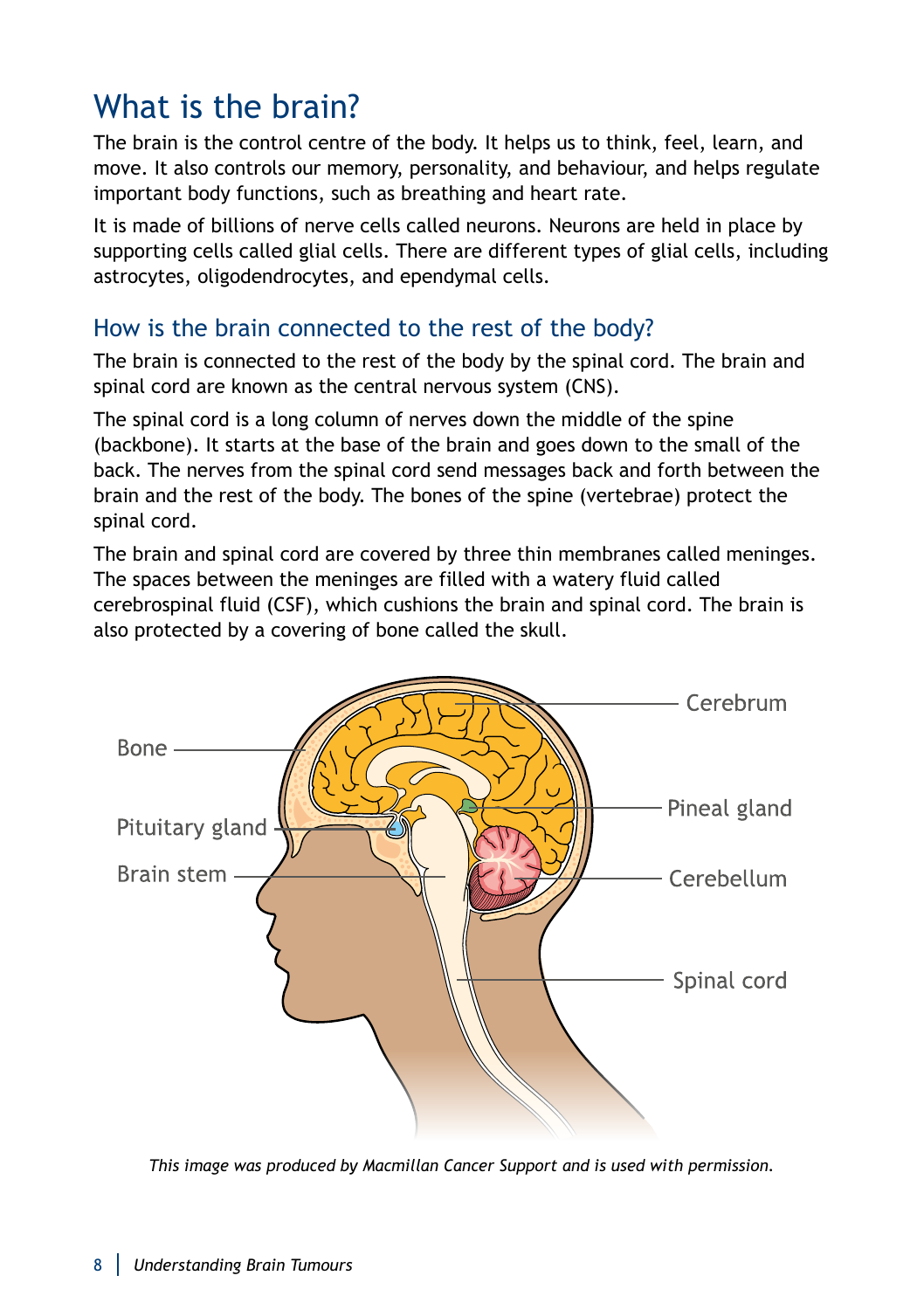# What is the brain?

The brain is the control centre of the body. It helps us to think, feel, learn, and move. It also controls our memory, personality, and behaviour, and helps regulate important body functions, such as breathing and heart rate.

It is made of billions of nerve cells called neurons. Neurons are held in place by supporting cells called glial cells. There are different types of glial cells, including astrocytes, oligodendrocytes, and ependymal cells.

## How is the brain connected to the rest of the body?

The brain is connected to the rest of the body by the spinal cord. The brain and spinal cord are known as the central nervous system (CNS).

The spinal cord is a long column of nerves down the middle of the spine (backbone). It starts at the base of the brain and goes down to the small of the back. The nerves from the spinal cord send messages back and forth between the brain and the rest of the body. The bones of the spine (vertebrae) protect the spinal cord.

The brain and spinal cord are covered by three thin membranes called meninges. The spaces between the meninges are filled with a watery fluid called cerebrospinal fluid (CSF), which cushions the brain and spinal cord. The brain is also protected by a covering of bone called the skull.

Cerebrum

Bone

Pineal gland

Pituitary gland

Brain stem

Cerebellum

Spinal cord

*This image was produced by Macmillan Cancer Support and is used with permission.*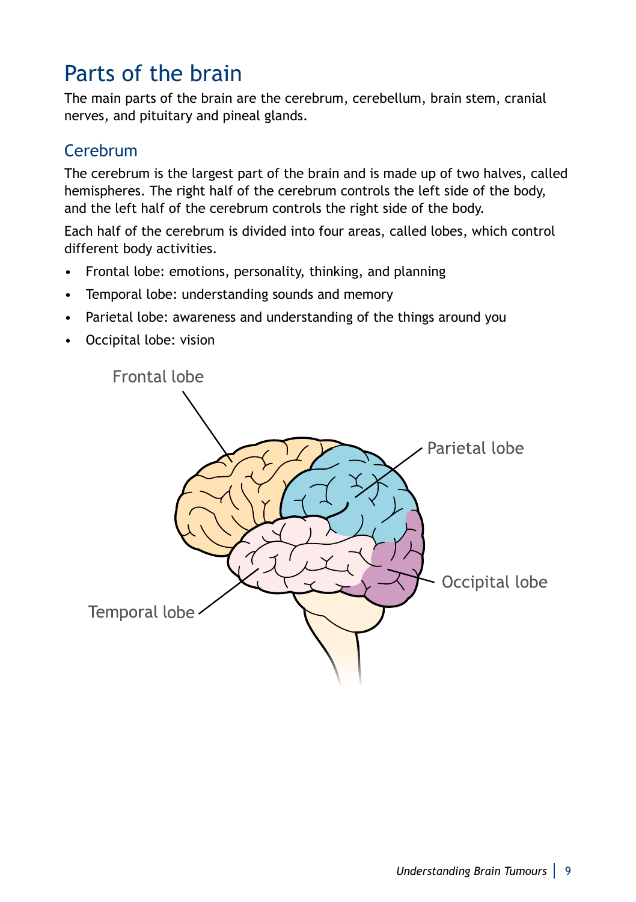## Parts of the brain

The main parts of the brain are the cerebrum, cerebellum, brain stem, cranial nerves, and pituitary and pineal glands.

### Cerebrum

The cerebrum is the largest part of the brain and is made up of two halves, called hemispheres. The right half of the cerebrum controls the left side of the body, and the left half of the cerebrum controls the right side of the body.

Each half of the cerebrum is divided into four areas, called lobes, which control different body activities.

- Frontal lobe: emotions, personality, thinking, and planning
- Temporal lobe: understanding sounds and memory
- Parietal lobe: awareness and understanding of the things around you
- Occipital lobe: vision

Frontal lobe

Parietal lobe

Occipital lobe

Temporal lobe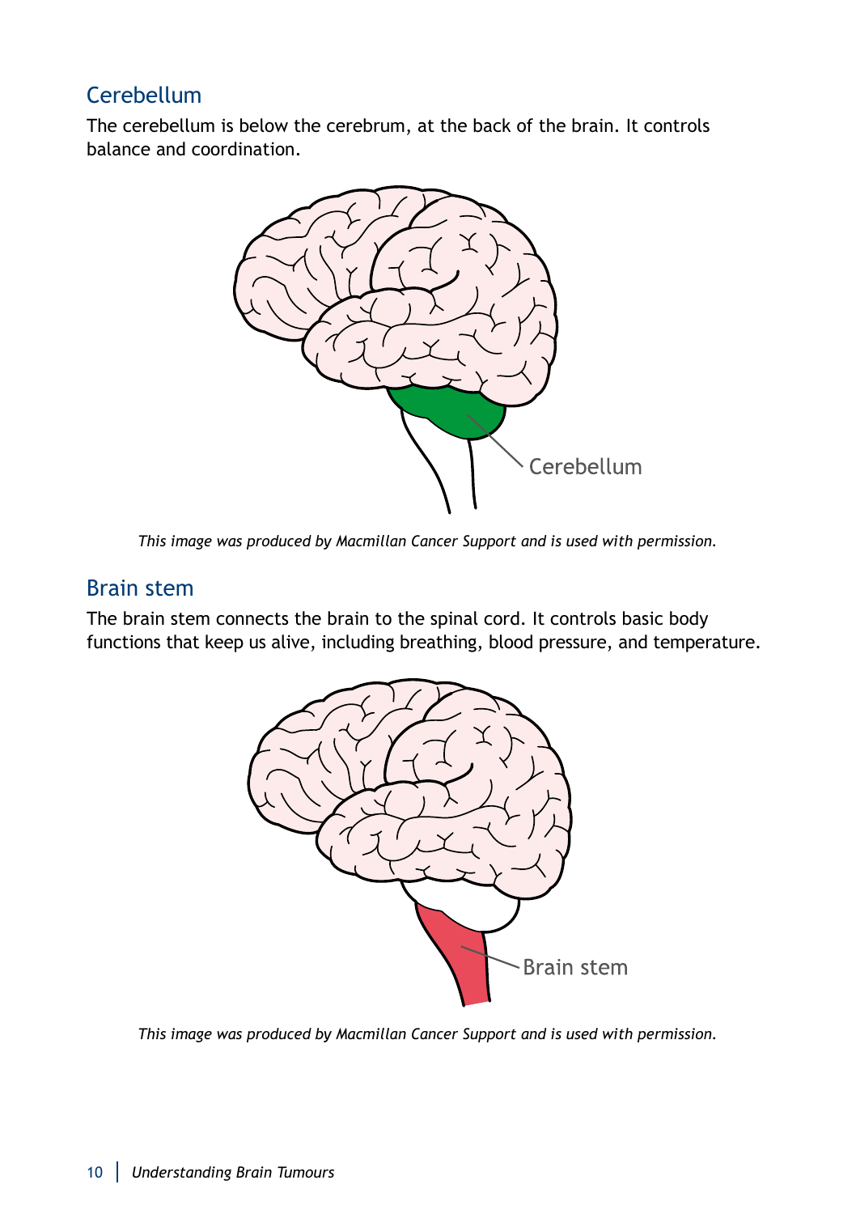## Cerebellum

The cerebellum is below the cerebrum, at the back of the brain. It controls balance and coordination.

*This image was produced by Macmillan Cancer Support and is used with permission.*

## Brain stem

The brain stem connects the brain to the spinal cord. It controls basic body functions that keep us alive, including breathing, blood pressure, and temperature.

*This image was produced by Macmillan Cancer Support and is used with permission.*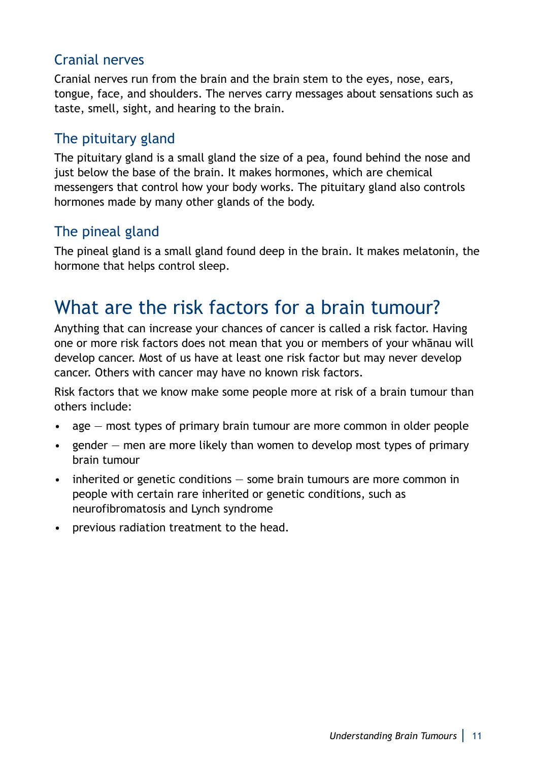### Cranial nerves

Cranial nerves run from the brain and the brain stem to the eyes, nose, ears, tongue, face, and shoulders. The nerves carry messages about sensations such as taste, smell, sight, and hearing to the brain.

### The pituitary gland

The pituitary gland is a small gland the size of a pea, found behind the nose and just below the base of the brain. It makes hormones, which are chemical messengers that control how your body works. The pituitary gland also controls hormones made by many other glands of the body.

### The pineal gland

The pineal gland is a small gland found deep in the brain. It makes melatonin, the hormone that helps control sleep.

## What are the risk factors for a brain tumour?

Anything that can increase your chances of cancer is called a risk factor. Having one or more risk factors does not mean that you or members of your whānau will develop cancer. Most of us have at least one risk factor but may never develop cancer. Others with cancer may have no known risk factors.

Risk factors that we know make some people more at risk of a brain tumour than others include:

- age — most types of primary brain tumour are more common in older people
- gender — men are more likely than women to develop most types of primary brain tumour
- inherited or genetic conditions — some brain tumours are more common in people with certain rare inherited or genetic conditions, such as neurofibromatosis and Lynch syndrome
- previous radiation treatment to the head.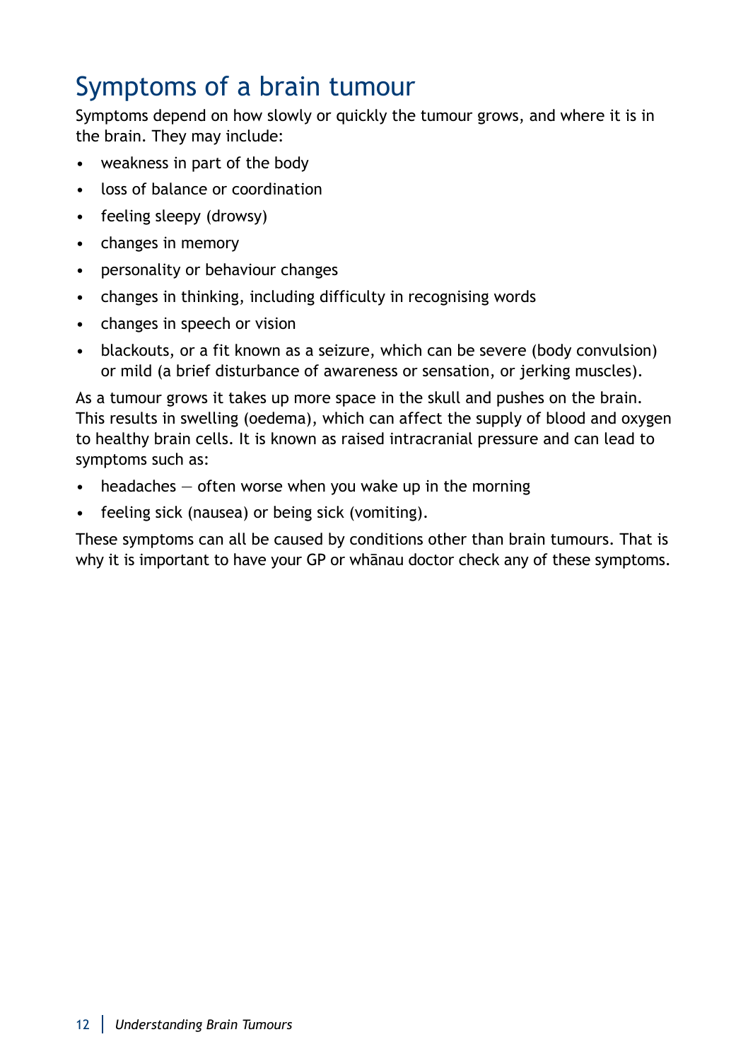# Symptoms of a brain tumour

Symptoms depend on how slowly or quickly the tumour grows, and where it is in the brain. They may include:

- weakness in part of the body
- loss of balance or coordination
- feeling sleepy (drowsy)
- changes in memory
- personality or behaviour changes
- changes in thinking, including difficulty in recognising words
- changes in speech or vision
- blackouts, or a fit known as a seizure, which can be severe (body convulsion) or mild (a brief disturbance of awareness or sensation, or jerking muscles).

As a tumour grows it takes up more space in the skull and pushes on the brain. This results in swelling (oedema), which can affect the supply of blood and oxygen to healthy brain cells. It is known as raised intracranial pressure and can lead to symptoms such as:

- headaches — often worse when you wake up in the morning
- feeling sick (nausea) or being sick (vomiting).

These symptoms can all be caused by conditions other than brain tumours. That is why it is important to have your GP or whānau doctor check any of these symptoms.